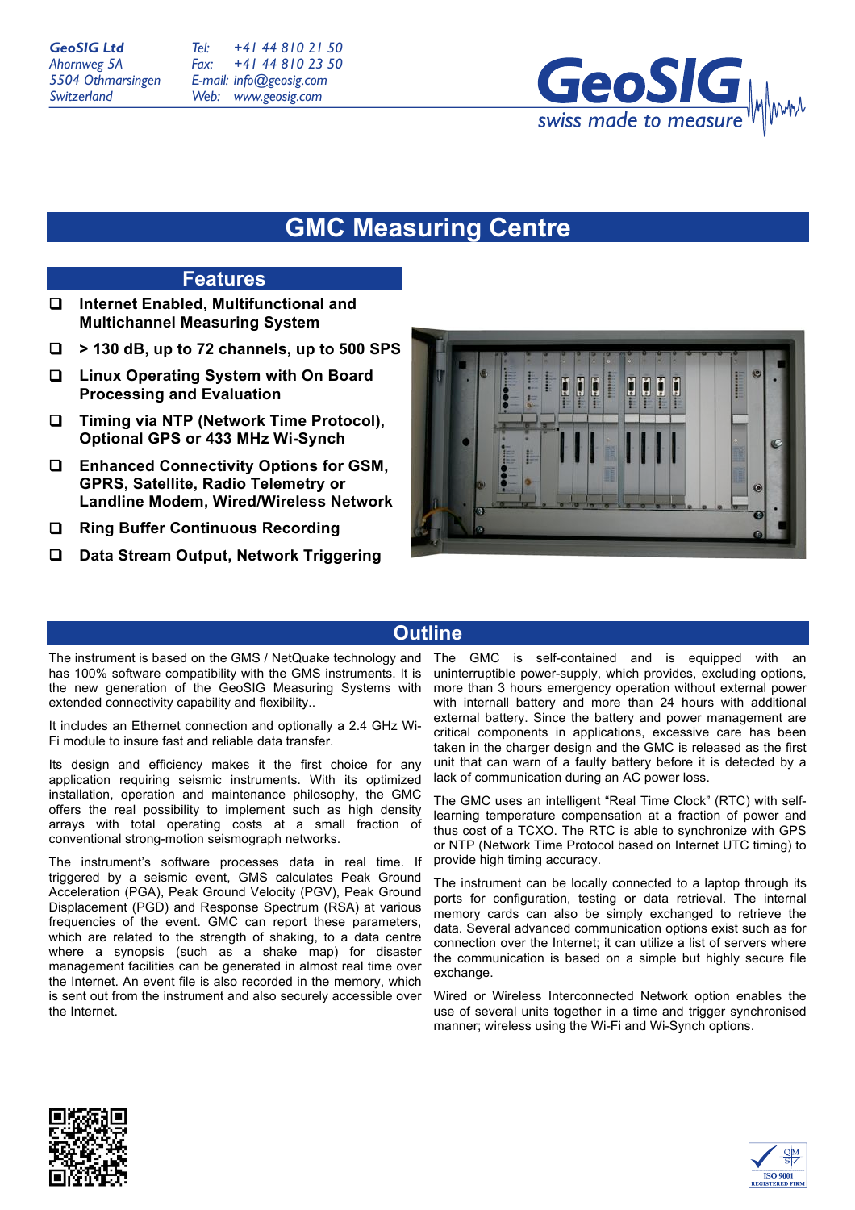GeoSIG Ltd
Ahornweg 5A
5504 Othmarsingen
Switzerland

Tel: +41 44 810 21 50
Fax: +41 44 810 23 50
E-mail: info@geosig.com
Web: www.geosig.com

GeoSIG swiss made to measure

# GMC Measuring Centre

## Features

- **Internet Enabled, Multifunctional and Multichannel Measuring System**
- **> 130 dB, up to 72 channels, up to 500 SPS**
- **Linux Operating System with On Board Processing and Evaluation**
- **Timing via NTP (Network Time Protocol), Optional GPS or 433 MHz Wi-Synch**
- **Enhanced Connectivity Options for GSM, GPRS, Satellite, Radio Telemetry or Landline Modem, Wired/Wireless Network**
- **Ring Buffer Continuous Recording**
- **Data Stream Output, Network Triggering**

## Outline

The instrument is based on the GMS / NetQuake technology and has 100% software compatibility with the GMS instruments. It is the new generation of the GeoSIG Measuring Systems with extended connectivity capability and flexibility..

It includes an Ethernet connection and optionally a 2.4 GHz Wi-Fi module to insure fast and reliable data transfer.

Its design and efficiency makes it the first choice for any application requiring seismic instruments. With its optimized installation, operation and maintenance philosophy, the GMC offers the real possibility to implement such as high density arrays with total operating costs at a small fraction of conventional strong-motion seismograph networks.

The instrument's software processes data in real time. If triggered by a seismic event, GMS calculates Peak Ground Acceleration (PGA), Peak Ground Velocity (PGV), Peak Ground Displacement (PGD) and Response Spectrum (RSA) at various frequencies of the event. GMC can report these parameters, which are related to the strength of shaking, to a data centre where a synopsis (such as a shake map) for disaster management facilities can be generated in almost real time over the Internet. An event file is also recorded in the memory, which is sent out from the instrument and also securely accessible over the Internet.

The GMC is self-contained and is equipped with an uninterruptible power-supply, which provides, excluding options, more than 3 hours emergency operation without external power with internall battery and more than 24 hours with additional external battery. Since the battery and power management are critical components in applications, excessive care has been taken in the charger design and the GMC is released as the first unit that can warn of a faulty battery before it is detected by a lack of communication during an AC power loss.

The GMC uses an intelligent "Real Time Clock" (RTC) with self-learning temperature compensation at a fraction of power and thus cost of a TCXO. The RTC is able to synchronize with GPS or NTP (Network Time Protocol based on Internet UTC timing) to provide high timing accuracy.

The instrument can be locally connected to a laptop through its ports for configuration, testing or data retrieval. The internal memory cards can also be simply exchanged to retrieve the data. Several advanced communication options exist such as for connection over the Internet; it can utilize a list of servers where the communication is based on a simple but highly secure file exchange.

Wired or Wireless Interconnected Network option enables the use of several units together in a time and trigger synchronised manner; wireless using the Wi-Fi and Wi-Synch options.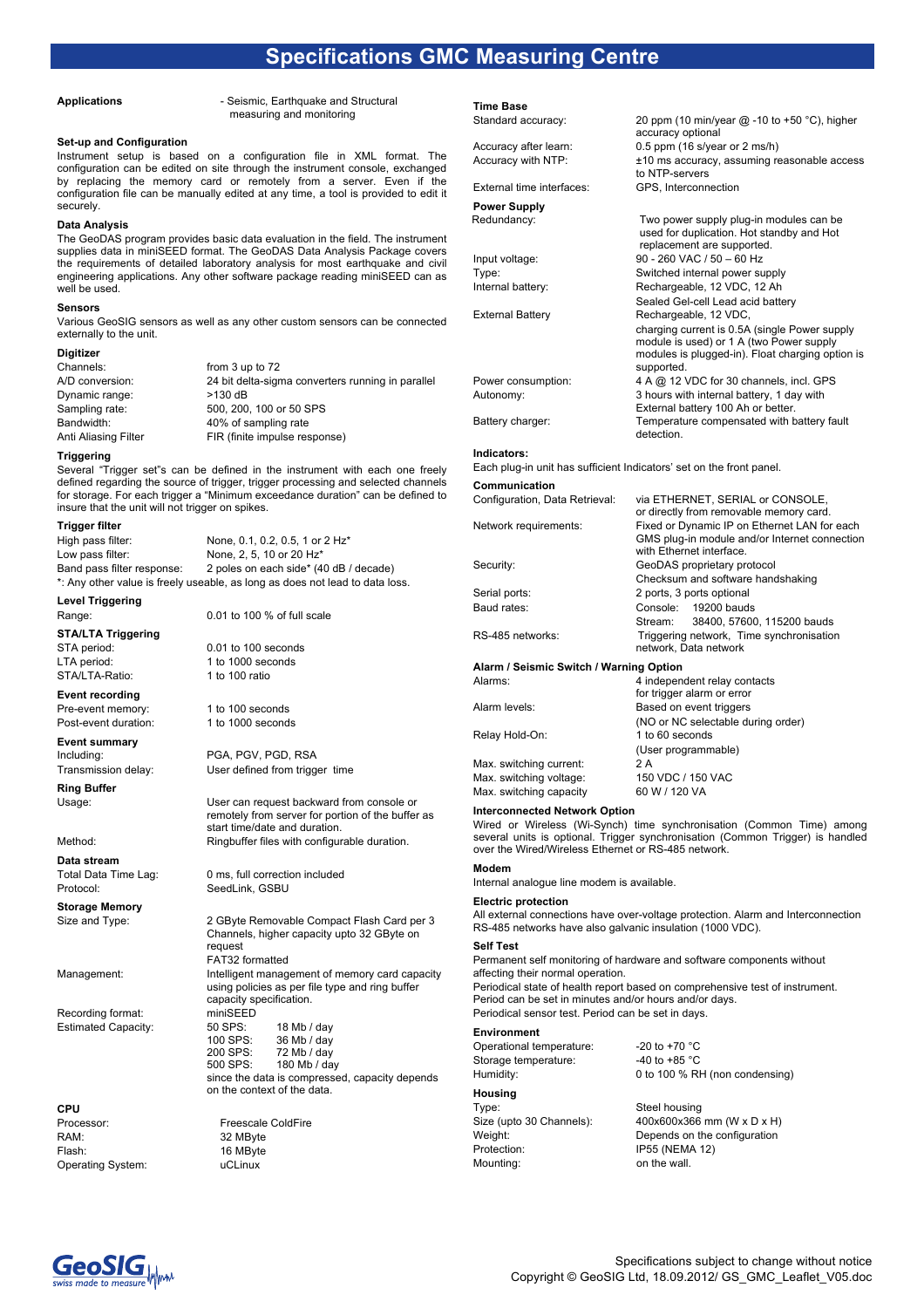# Specifications GMC Measuring Centre

| | |
|---|---|
| **Applications** | - Seismic, Earthquake and Structural measuring and monitoring |

### Set-up and Configuration

Instrument setup is based on a configuration file in XML format. The configuration can be edited on site through the instrument console, exchanged by replacing the memory card or remotely from a server. Even if the configuration file can be manually edited at any time, a tool is provided to edit it securely.

### Data Analysis

The GeoDAS program provides basic data evaluation in the field. The instrument supplies data in miniSEED format. The GeoDAS Data Analysis Package covers the requirements of detailed laboratory analysis for most earthquake and civil engineering applications. Any other software package reading miniSEED can as well be used.

### Sensors

Various GeoSIG sensors as well as any other custom sensors can be connected externally to the unit.

### Digitizer

| | |
|---|---|
| Channels: | from 3 up to 72 |
| A/D conversion: | 24 bit delta-sigma converters running in parallel |
| Dynamic range: | >130 dB |
| Sampling rate: | 500, 200, 100 or 50 SPS |
| Bandwidth: | 40% of sampling rate |
| Anti Aliasing Filter | FIR (finite impulse response) |

### Triggering

Several "Trigger set"s can be defined in the instrument with each one freely defined regarding the source of trigger, trigger processing and selected channels for storage. For each trigger a "Minimum exceedance duration" can be defined to insure that the unit will not trigger on spikes.

### Trigger filter

| | |
|---|---|
| High pass filter: | None, 0.1, 0.2, 0.5, 1 or 2 Hz* |
| Low pass filter: | None, 2, 5, 10 or 20 Hz* |
| Band pass filter response: | 2 poles on each side* (40 dB / decade) |

*: Any other value is freely useable, as long as does not lead to data loss.

### Level Triggering

| | |
|---|---|
| Range: | 0.01 to 100 % of full scale |

### STA/LTA Triggering

| | |
|---|---|
| STA period: | 0.01 to 100 seconds |
| LTA period: | 1 to 1000 seconds |
| STA/LTA-Ratio: | 1 to 100 ratio |

### Event recording

| | |
|---|---|
| Pre-event memory: | 1 to 100 seconds |
| Post-event duration: | 1 to 1000 seconds |

### Event summary

| | |
|---|---|
| Including: | PGA, PGV, PGD, RSA |
| Transmission delay: | User defined from trigger time |

### Ring Buffer

| | |
|---|---|
| Usage: | User can request backward from console or remotely from server for portion of the buffer as start time/date and duration. |
| Method: | Ringbuffer files with configurable duration. |

### Data stream

| | |
|---|---|
| Total Data Time Lag: | 0 ms, full correction included |
| Protocol: | SeedLink, GSBU |

### Storage Memory

| | |
|---|---|
| Size and Type: | 2 GByte Removable Compact Flash Card per 3 Channels, higher capacity upto 32 GByte on request<br>FAT32 formatted |
| Management: | Intelligent management of memory card capacity using policies as per file type and ring buffer capacity specification. |
| Recording format: | miniSEED |
| Estimated Capacity: | 50 SPS: 18 Mb / day<br>100 SPS: 36 Mb / day<br>200 SPS: 72 Mb / day<br>500 SPS: 180 Mb / day<br>since the data is compressed, capacity depends on the context of the data. |

### CPU

| | |
|---|---|
| Processor: | Freescale ColdFire |
| RAM: | 32 MByte |
| Flash: | 16 MByte |
| Operating System: | uCLinux |

### Time Base

| | |
|---|---|
| Standard accuracy: | 20 ppm (10 min/year @ -10 to +50 °C), higher accuracy optional |
| Accuracy after learn: | 0.5 ppm (16 s/year or 2 ms/h) |
| Accuracy with NTP: | ±10 ms accuracy, assuming reasonable access to NTP-servers |
| External time interfaces: | GPS, Interconnection |

### Power Supply

| | |
|---|---|
| Redundancy: | Two power supply plug-in modules can be used for duplication. Hot standby and Hot replacement are supported. |
| Input voltage: | 90 - 260 VAC / 50 – 60 Hz |
| Type: | Switched internal power supply |
| Internal battery: | Rechargeable, 12 VDC, 12 Ah<br>Sealed Gel-cell Lead acid battery |
| External Battery | Rechargeable, 12 VDC,<br>charging current is 0.5A (single Power supply module is used) or 1 A (two Power supply modules is plugged-in). Float charging option is supported. |
| Power consumption: | 4 A @ 12 VDC for 30 channels, incl. GPS |
| Autonomy: | 3 hours with internal battery, 1 day with External battery 100 Ah or better. |
| Battery charger: | Temperature compensated with battery fault detection. |

### Indicators:

Each plug-in unit has sufficient Indicators' set on the front panel.

### Communication

| | |
|---|---|
| Configuration, Data Retrieval: | via ETHERNET, SERIAL or CONSOLE, or directly from removable memory card. |
| Network requirements: | Fixed or Dynamic IP on Ethernet LAN for each GMS plug-in module and/or Internet connection with Ethernet interface. |
| Security: | GeoDAS proprietary protocol<br>Checksum and software handshaking |
| Serial ports: | 2 ports, 3 ports optional |
| Baud rates: | Console: 19200 bauds<br>Stream: 38400, 57600, 115200 bauds |
| RS-485 networks: | Triggering network, Time synchronisation network, Data network |

### Alarm / Seismic Switch / Warning Option

| | |
|---|---|
| Alarms: | 4 independent relay contacts for trigger alarm or error |
| Alarm levels: | Based on event triggers<br>(NO or NC selectable during order) |
| Relay Hold-On: | 1 to 60 seconds<br>(User programmable) |
| Max. switching current: | 2 A |
| Max. switching voltage: | 150 VDC / 150 VAC |
| Max. switching capacity | 60 W / 120 VA |

### Interconnected Network Option

Wired or Wireless (Wi-Synch) time synchronisation (Common Time) among several units is optional. Trigger synchronisation (Common Trigger) is handled over the Wired/Wireless Ethernet or RS-485 network.

### Modem

Internal analogue line modem is available.

### Electric protection

All external connections have over-voltage protection. Alarm and Interconnection RS-485 networks have also galvanic insulation (1000 VDC).

### Self Test

Permanent self monitoring of hardware and software components without affecting their normal operation.
Periodical state of health report based on comprehensive test of instrument. Period can be set in minutes and/or hours and/or days.
Periodical sensor test. Period can be set in days.

### Environment

| | |
|---|---|
| Operational temperature: | -20 to +70 °C |
| Storage temperature: | -40 to +85 °C |
| Humidity: | 0 to 100 % RH (non condensing) |

### Housing

| | |
|---|---|
| Type: | Steel housing |
| Size (upto 30 Channels): | 400x600x366 mm (W x D x H) |
| Weight: | Depends on the configuration |
| Protection: | IP55 (NEMA 12) |
| Mounting: | on the wall. |

GeoSIG swiss made to measure

Specifications subject to change without notice
Copyright © GeoSIG Ltd, 18.09.2012/ GS_GMC_Leaflet_V05.doc